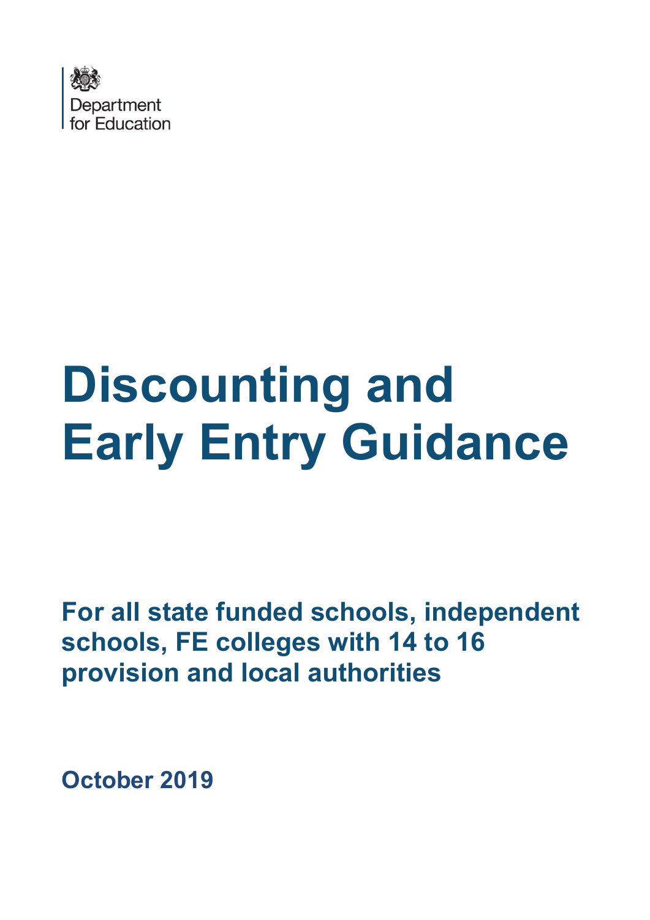Department for Education

# Discounting and Early Entry Guidance

## For all state funded schools, independent schools, FE colleges with 14 to 16 provision and local authorities

**October 2019**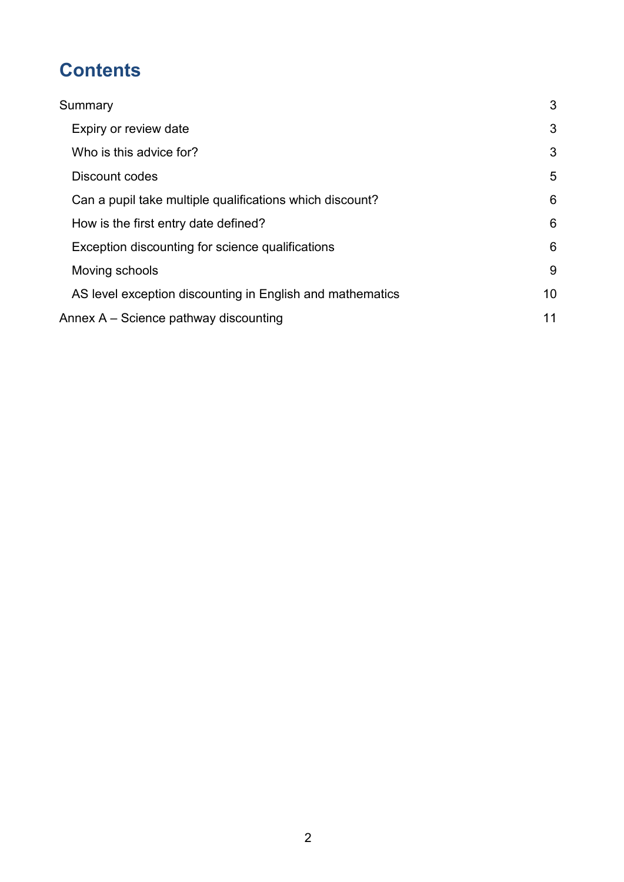# Contents

| | |
|---|---|
| Summary | 3 |
| Expiry or review date | 3 |
| Who is this advice for? | 3 |
| Discount codes | 5 |
| Can a pupil take multiple qualifications which discount? | 6 |
| How is the first entry date defined? | 6 |
| Exception discounting for science qualifications | 6 |
| Moving schools | 9 |
| AS level exception discounting in English and mathematics | 10 |
| Annex A – Science pathway discounting | 11 |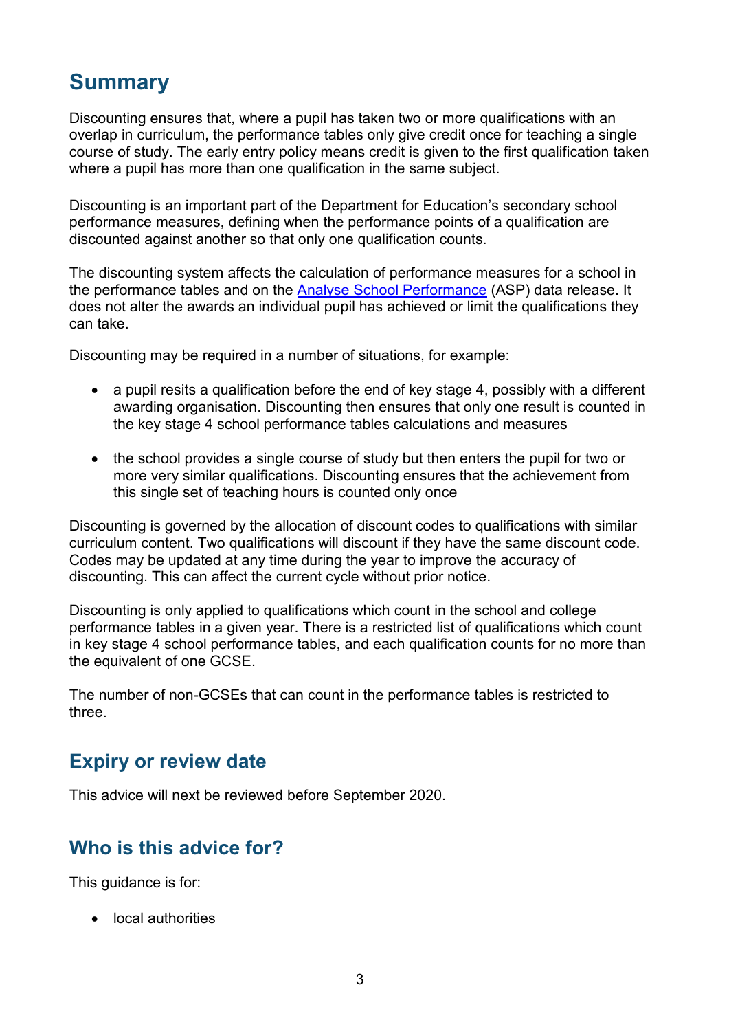## Summary

Discounting ensures that, where a pupil has taken two or more qualifications with an overlap in curriculum, the performance tables only give credit once for teaching a single course of study. The early entry policy means credit is given to the first qualification taken where a pupil has more than one qualification in the same subject.

Discounting is an important part of the Department for Education's secondary school performance measures, defining when the performance points of a qualification are discounted against another so that only one qualification counts.

The discounting system affects the calculation of performance measures for a school in the performance tables and on the [Analyse School Performance](https://www.analyse-school-performance.service.gov.uk) (ASP) data release. It does not alter the awards an individual pupil has achieved or limit the qualifications they can take.

Discounting may be required in a number of situations, for example:

- a pupil resits a qualification before the end of key stage 4, possibly with a different awarding organisation. Discounting then ensures that only one result is counted in the key stage 4 school performance tables calculations and measures
- the school provides a single course of study but then enters the pupil for two or more very similar qualifications. Discounting ensures that the achievement from this single set of teaching hours is counted only once

Discounting is governed by the allocation of discount codes to qualifications with similar curriculum content. Two qualifications will discount if they have the same discount code. Codes may be updated at any time during the year to improve the accuracy of discounting. This can affect the current cycle without prior notice.

Discounting is only applied to qualifications which count in the school and college performance tables in a given year. There is a restricted list of qualifications which count in key stage 4 school performance tables, and each qualification counts for no more than the equivalent of one GCSE.

The number of non-GCSEs that can count in the performance tables is restricted to three.

## Expiry or review date

This advice will next be reviewed before September 2020.

## Who is this advice for?

This guidance is for:

- local authorities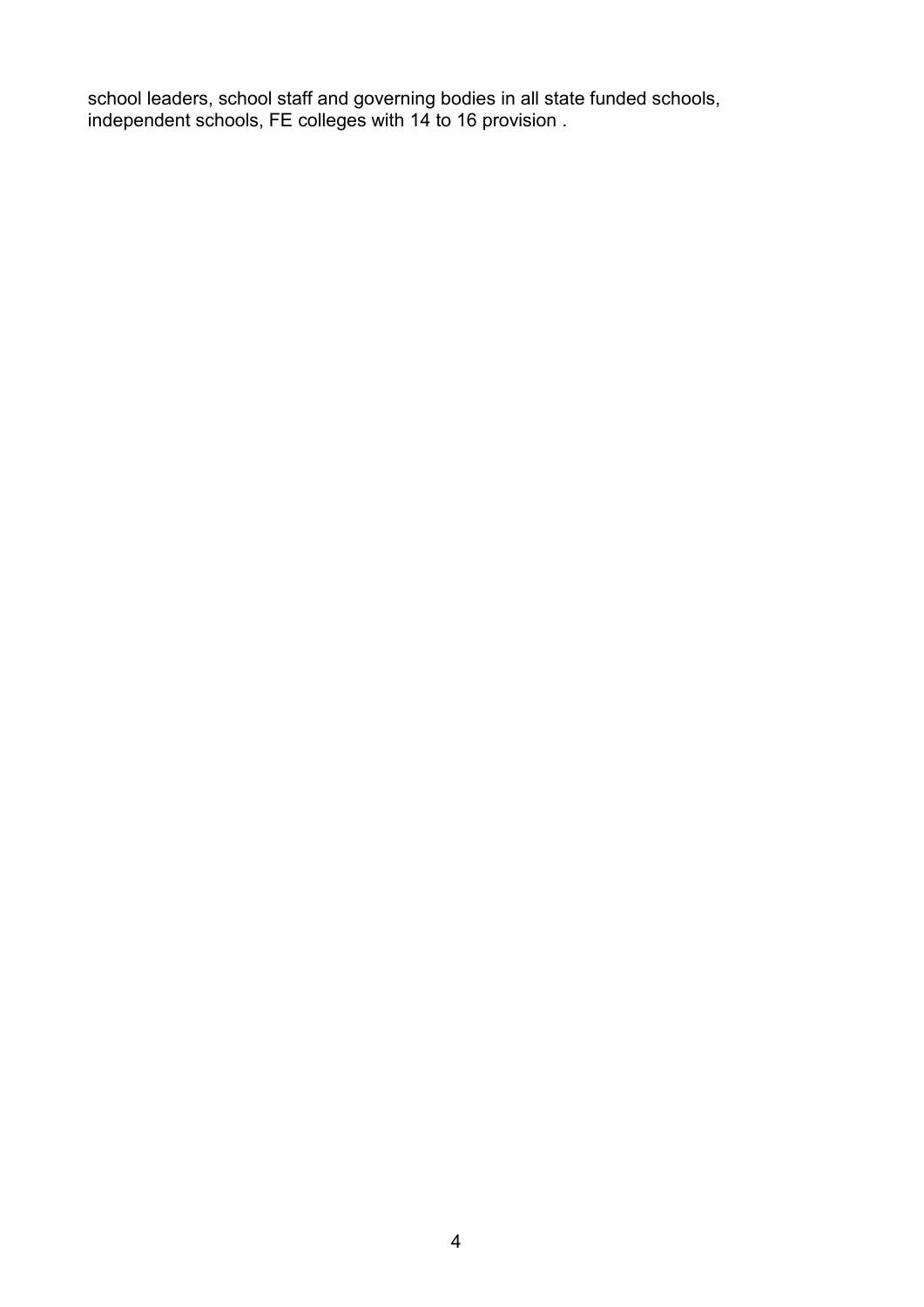school leaders, school staff and governing bodies in all state funded schools, independent schools, FE colleges with 14 to 16 provision .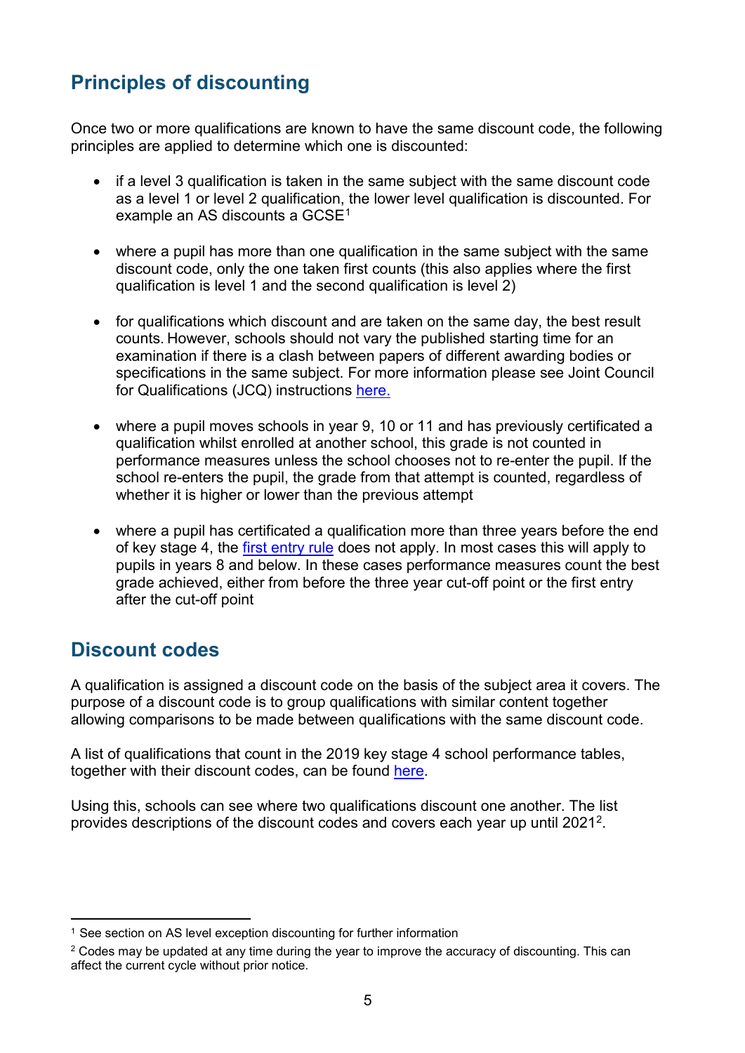## Principles of discounting

Once two or more qualifications are known to have the same discount code, the following principles are applied to determine which one is discounted:

- if a level 3 qualification is taken in the same subject with the same discount code as a level 1 or level 2 qualification, the lower level qualification is discounted. For example an AS discounts a GCSE[1]

- where a pupil has more than one qualification in the same subject with the same discount code, only the one taken first counts (this also applies where the first qualification is level 1 and the second qualification is level 2)

- for qualifications which discount and are taken on the same day, the best result counts. However, schools should not vary the published starting time for an examination if there is a clash between papers of different awarding bodies or specifications in the same subject. For more information please see Joint Council for Qualifications (JCQ) instructions here.

- where a pupil moves schools in year 9, 10 or 11 and has previously certificated a qualification whilst enrolled at another school, this grade is not counted in performance measures unless the school chooses not to re-enter the pupil. If the school re-enters the pupil, the grade from that attempt is counted, regardless of whether it is higher or lower than the previous attempt

- where a pupil has certificated a qualification more than three years before the end of key stage 4, the first entry rule does not apply. In most cases this will apply to pupils in years 8 and below. In these cases performance measures count the best grade achieved, either from before the three year cut-off point or the first entry after the cut-off point

## Discount codes

A qualification is assigned a discount code on the basis of the subject area it covers. The purpose of a discount code is to group qualifications with similar content together allowing comparisons to be made between qualifications with the same discount code.

A list of qualifications that count in the 2019 key stage 4 school performance tables, together with their discount codes, can be found here.

Using this, schools can see where two qualifications discount one another. The list provides descriptions of the discount codes and covers each year up until 2021[2].

[1] See section on AS level exception discounting for further information

[2] Codes may be updated at any time during the year to improve the accuracy of discounting. This can affect the current cycle without prior notice.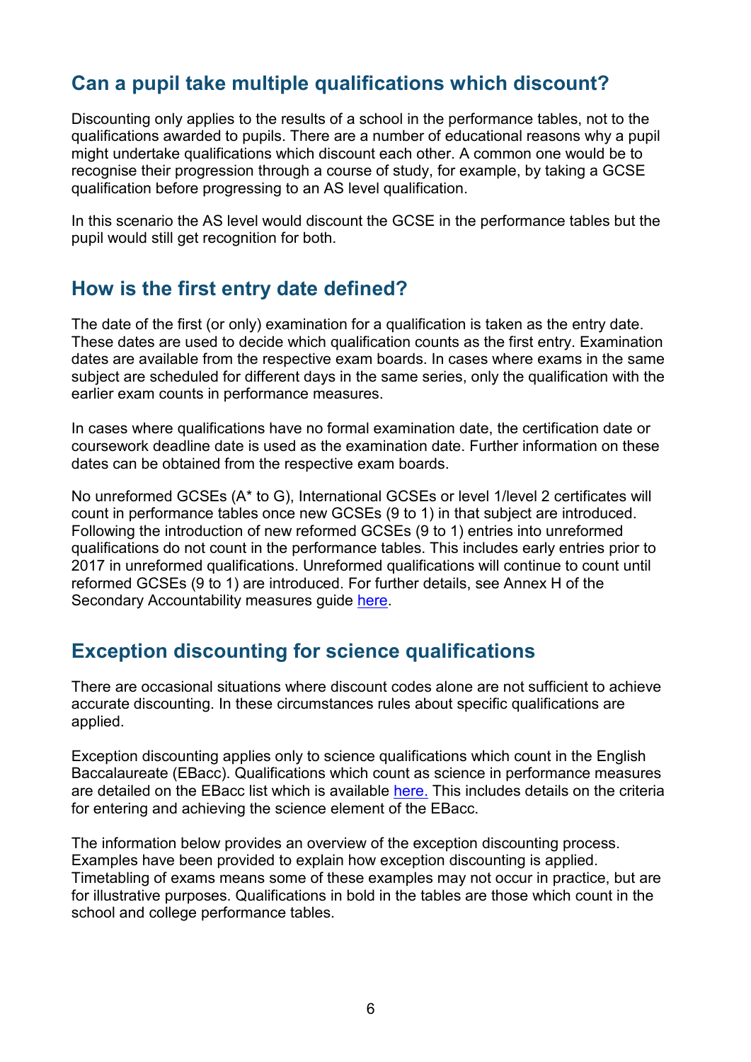## Can a pupil take multiple qualifications which discount?

Discounting only applies to the results of a school in the performance tables, not to the qualifications awarded to pupils. There are a number of educational reasons why a pupil might undertake qualifications which discount each other. A common one would be to recognise their progression through a course of study, for example, by taking a GCSE qualification before progressing to an AS level qualification.

In this scenario the AS level would discount the GCSE in the performance tables but the pupil would still get recognition for both.

## How is the first entry date defined?

The date of the first (or only) examination for a qualification is taken as the entry date. These dates are used to decide which qualification counts as the first entry. Examination dates are available from the respective exam boards. In cases where exams in the same subject are scheduled for different days in the same series, only the qualification with the earlier exam counts in performance measures.

In cases where qualifications have no formal examination date, the certification date or coursework deadline date is used as the examination date. Further information on these dates can be obtained from the respective exam boards.

No unreformed GCSEs (A* to G), International GCSEs or level 1/level 2 certificates will count in performance tables once new GCSEs (9 to 1) in that subject are introduced. Following the introduction of new reformed GCSEs (9 to 1) entries into unreformed qualifications do not count in the performance tables. This includes early entries prior to 2017 in unreformed qualifications. Unreformed qualifications will continue to count until reformed GCSEs (9 to 1) are introduced. For further details, see Annex H of the Secondary Accountability measures guide here.

## Exception discounting for science qualifications

There are occasional situations where discount codes alone are not sufficient to achieve accurate discounting. In these circumstances rules about specific qualifications are applied.

Exception discounting applies only to science qualifications which count in the English Baccalaureate (EBacc). Qualifications which count as science in performance measures are detailed on the EBacc list which is available here. This includes details on the criteria for entering and achieving the science element of the EBacc.

The information below provides an overview of the exception discounting process. Examples have been provided to explain how exception discounting is applied. Timetabling of exams means some of these examples may not occur in practice, but are for illustrative purposes. Qualifications in bold in the tables are those which count in the school and college performance tables.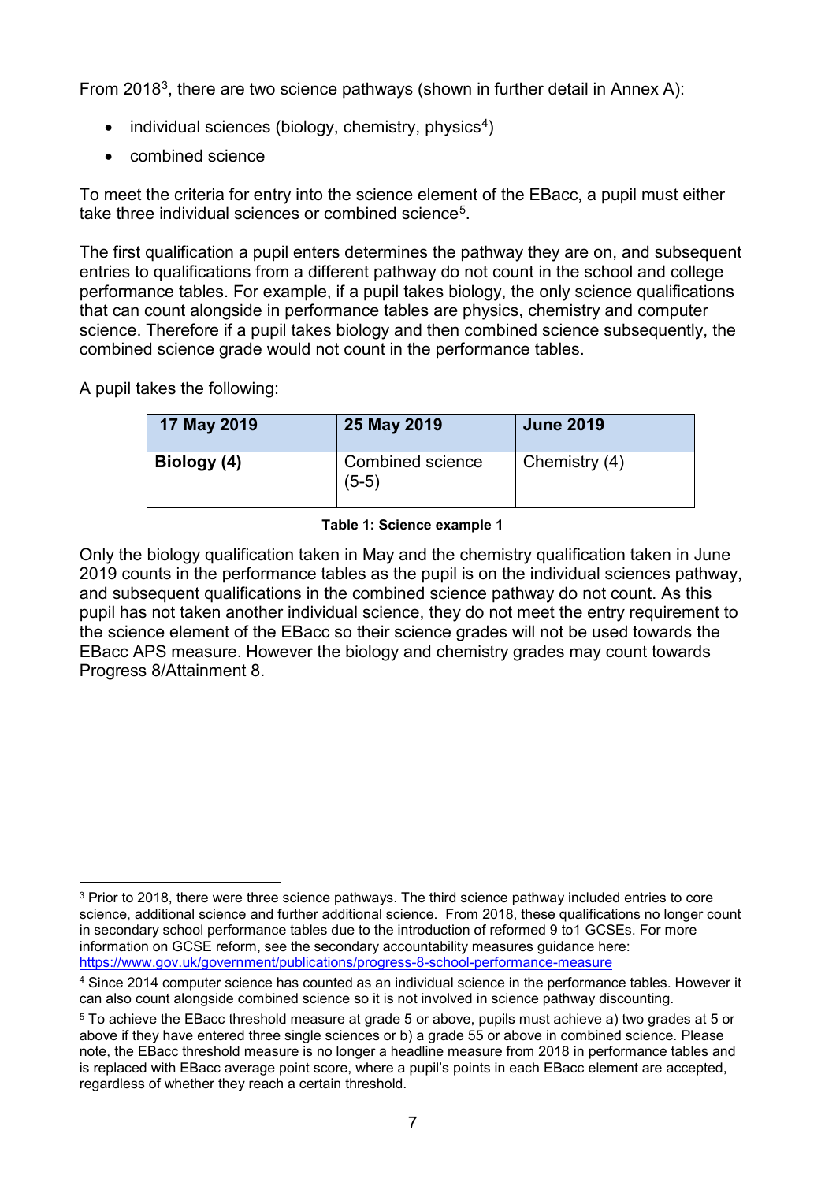From 2018[3], there are two science pathways (shown in further detail in Annex A):

- individual sciences (biology, chemistry, physics[4])
- combined science

To meet the criteria for entry into the science element of the EBacc, a pupil must either take three individual sciences or combined science[5].

The first qualification a pupil enters determines the pathway they are on, and subsequent entries to qualifications from a different pathway do not count in the school and college performance tables. For example, if a pupil takes biology, the only science qualifications that can count alongside in performance tables are physics, chemistry and computer science. Therefore if a pupil takes biology and then combined science subsequently, the combined science grade would not count in the performance tables.

A pupil takes the following:

| 17 May 2019 | 25 May 2019 | June 2019 |
|---|---|---|
| **Biology (4)** | Combined science (5-5) | Chemistry (4) |

**Table 1: Science example 1**

Only the biology qualification taken in May and the chemistry qualification taken in June 2019 counts in the performance tables as the pupil is on the individual sciences pathway, and subsequent qualifications in the combined science pathway do not count. As this pupil has not taken another individual science, they do not meet the entry requirement to the science element of the EBacc so their science grades will not be used towards the EBacc APS measure. However the biology and chemistry grades may count towards Progress 8/Attainment 8.

---

[3] Prior to 2018, there were three science pathways. The third science pathway included entries to core science, additional science and further additional science. From 2018, these qualifications no longer count in secondary school performance tables due to the introduction of reformed 9 to1 GCSEs. For more information on GCSE reform, see the secondary accountability measures guidance here: https://www.gov.uk/government/publications/progress-8-school-performance-measure

[4] Since 2014 computer science has counted as an individual science in the performance tables. However it can also count alongside combined science so it is not involved in science pathway discounting.

[5] To achieve the EBacc threshold measure at grade 5 or above, pupils must achieve a) two grades at 5 or above if they have entered three single sciences or b) a grade 55 or above in combined science. Please note, the EBacc threshold measure is no longer a headline measure from 2018 in performance tables and is replaced with EBacc average point score, where a pupil's points in each EBacc element are accepted, regardless of whether they reach a certain threshold.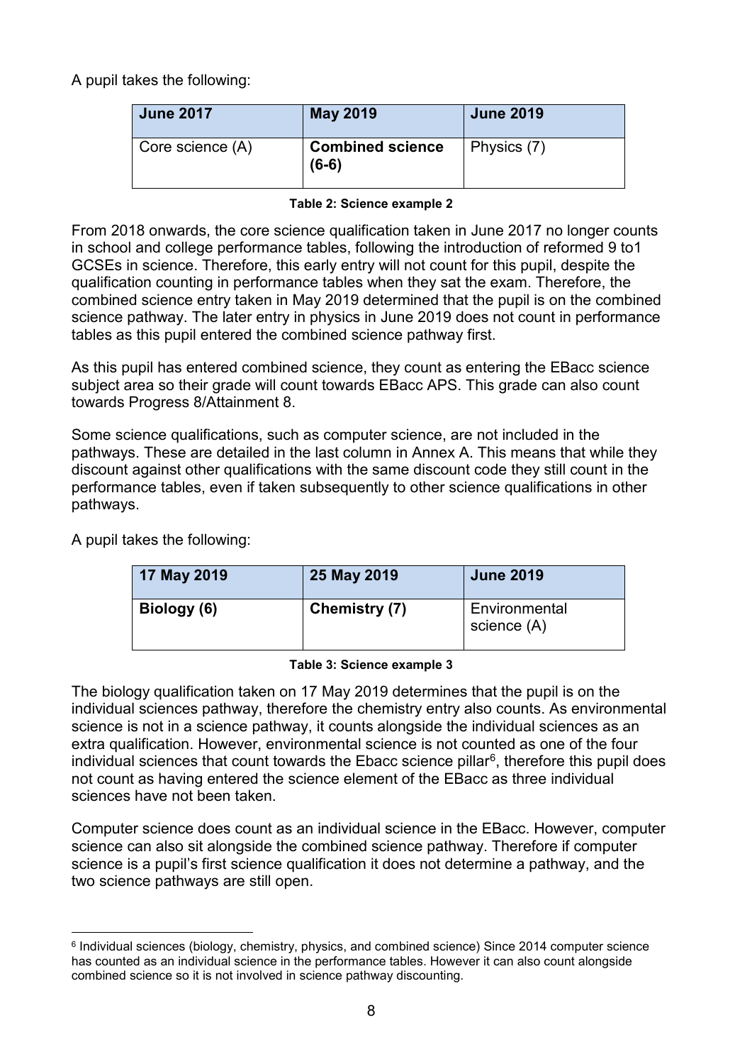A pupil takes the following:

| June 2017 | May 2019 | June 2019 |
| --- | --- | --- |
| Core science (A) | **Combined science (6-6)** | Physics (7) |

**Table 2: Science example 2**

From 2018 onwards, the core science qualification taken in June 2017 no longer counts in school and college performance tables, following the introduction of reformed 9 to1 GCSEs in science. Therefore, this early entry will not count for this pupil, despite the qualification counting in performance tables when they sat the exam. Therefore, the combined science entry taken in May 2019 determined that the pupil is on the combined science pathway. The later entry in physics in June 2019 does not count in performance tables as this pupil entered the combined science pathway first.

As this pupil has entered combined science, they count as entering the EBacc science subject area so their grade will count towards EBacc APS. This grade can also count towards Progress 8/Attainment 8.

Some science qualifications, such as computer science, are not included in the pathways. These are detailed in the last column in Annex A. This means that while they discount against other qualifications with the same discount code they still count in the performance tables, even if taken subsequently to other science qualifications in other pathways.

A pupil takes the following:

| 17 May 2019 | 25 May 2019 | June 2019 |
| --- | --- | --- |
| **Biology (6)** | **Chemistry (7)** | Environmental science (A) |

**Table 3: Science example 3**

The biology qualification taken on 17 May 2019 determines that the pupil is on the individual sciences pathway, therefore the chemistry entry also counts. As environmental science is not in a science pathway, it counts alongside the individual sciences as an extra qualification. However, environmental science is not counted as one of the four individual sciences that count towards the Ebacc science pillar[6], therefore this pupil does not count as having entered the science element of the EBacc as three individual sciences have not been taken.

Computer science does count as an individual science in the EBacc. However, computer science can also sit alongside the combined science pathway. Therefore if computer science is a pupil's first science qualification it does not determine a pathway, and the two science pathways are still open.

[6] Individual sciences (biology, chemistry, physics, and combined science) Since 2014 computer science has counted as an individual science in the performance tables. However it can also count alongside combined science so it is not involved in science pathway discounting.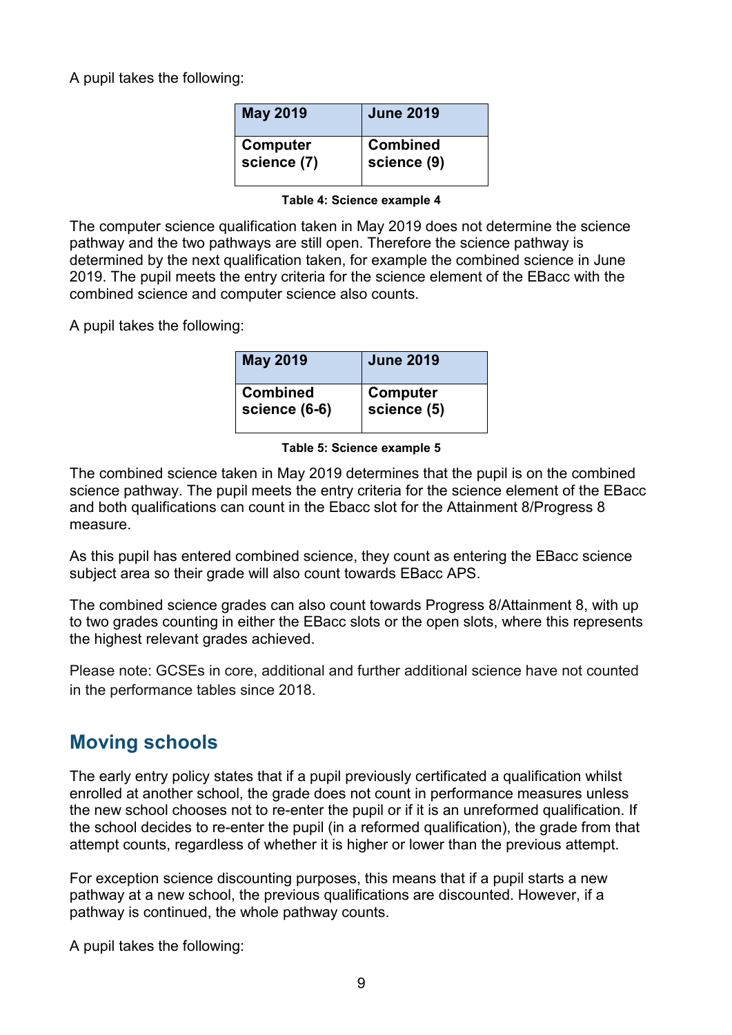A pupil takes the following:

| May 2019 | June 2019 |
| --- | --- |
| **Computer science (7)** | **Combined science (9)** |

**Table 4: Science example 4**

The computer science qualification taken in May 2019 does not determine the science pathway and the two pathways are still open. Therefore the science pathway is determined by the next qualification taken, for example the combined science in June 2019. The pupil meets the entry criteria for the science element of the EBacc with the combined science and computer science also counts.

A pupil takes the following:

| May 2019 | June 2019 |
| --- | --- |
| **Combined science (6-6)** | **Computer science (5)** |

**Table 5: Science example 5**

The combined science taken in May 2019 determines that the pupil is on the combined science pathway. The pupil meets the entry criteria for the science element of the EBacc and both qualifications can count in the Ebacc slot for the Attainment 8/Progress 8 measure.

As this pupil has entered combined science, they count as entering the EBacc science subject area so their grade will also count towards EBacc APS.

The combined science grades can also count towards Progress 8/Attainment 8, with up to two grades counting in either the EBacc slots or the open slots, where this represents the highest relevant grades achieved.

Please note: GCSEs in core, additional and further additional science have not counted in the performance tables since 2018.

## Moving schools

The early entry policy states that if a pupil previously certificated a qualification whilst enrolled at another school, the grade does not count in performance measures unless the new school chooses not to re-enter the pupil or if it is an unreformed qualification. If the school decides to re-enter the pupil (in a reformed qualification), the grade from that attempt counts, regardless of whether it is higher or lower than the previous attempt.

For exception science discounting purposes, this means that if a pupil starts a new pathway at a new school, the previous qualifications are discounted. However, if a pathway is continued, the whole pathway counts.

A pupil takes the following: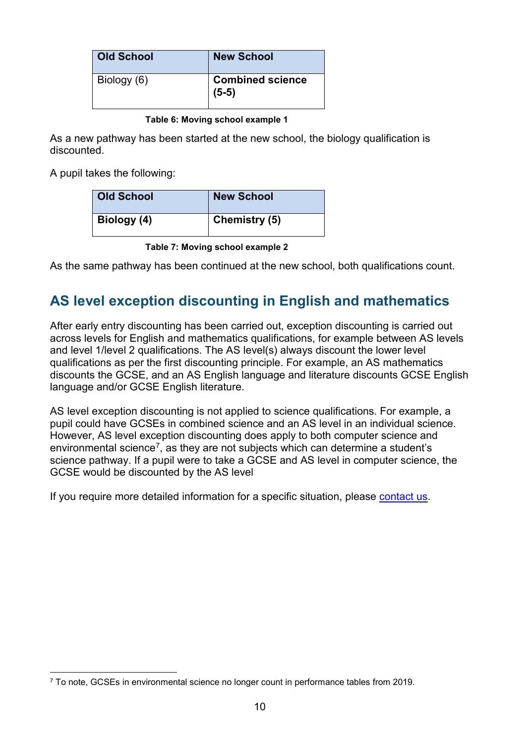| Old School | New School |
| --- | --- |
| Biology (6) | **Combined science (5-5)** |

**Table 6: Moving school example 1**

As a new pathway has been started at the new school, the biology qualification is discounted.

A pupil takes the following:

| Old School | New School |
| --- | --- |
| **Biology (4)** | **Chemistry (5)** |

**Table 7: Moving school example 2**

As the same pathway has been continued at the new school, both qualifications count.

## AS level exception discounting in English and mathematics

After early entry discounting has been carried out, exception discounting is carried out across levels for English and mathematics qualifications, for example between AS levels and level 1/level 2 qualifications. The AS level(s) always discount the lower level qualifications as per the first discounting principle. For example, an AS mathematics discounts the GCSE, and an AS English language and literature discounts GCSE English language and/or GCSE English literature.

AS level exception discounting is not applied to science qualifications. For example, a pupil could have GCSEs in combined science and an AS level in an individual science. However, AS level exception discounting does apply to both computer science and environmental science[7], as they are not subjects which can determine a student's science pathway. If a pupil were to take a GCSE and AS level in computer science, the GCSE would be discounted by the AS level

If you require more detailed information for a specific situation, please contact us.

[7] To note, GCSEs in environmental science no longer count in performance tables from 2019.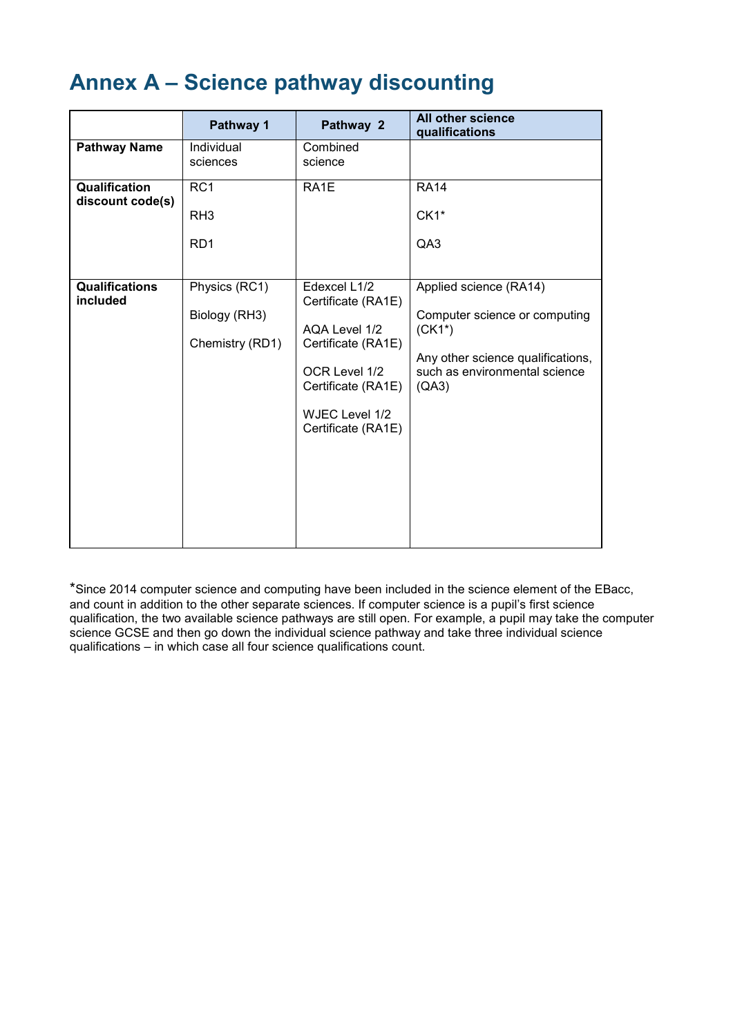# Annex A – Science pathway discounting

| | Pathway 1 | Pathway 2 | All other science qualifications |
|---|---|---|---|
| **Pathway Name** | Individual sciences | Combined science | |
| **Qualification discount code(s)** | RC1<br><br>RH3<br><br>RD1 | RA1E | RA14<br><br>CK1*<br><br>QA3 |
| **Qualifications included** | Physics (RC1)<br><br>Biology (RH3)<br><br>Chemistry (RD1) | Edexcel L1/2 Certificate (RA1E)<br><br>AQA Level 1/2 Certificate (RA1E)<br><br>OCR Level 1/2 Certificate (RA1E)<br><br>WJEC Level 1/2 Certificate (RA1E) | Applied science (RA14)<br><br>Computer science or computing (CK1*)<br><br>Any other science qualifications, such as environmental science (QA3) |

*Since 2014 computer science and computing have been included in the science element of the EBacc, and count in addition to the other separate sciences. If computer science is a pupil's first science qualification, the two available science pathways are still open. For example, a pupil may take the computer science GCSE and then go down the individual science pathway and take three individual science qualifications – in which case all four science qualifications count.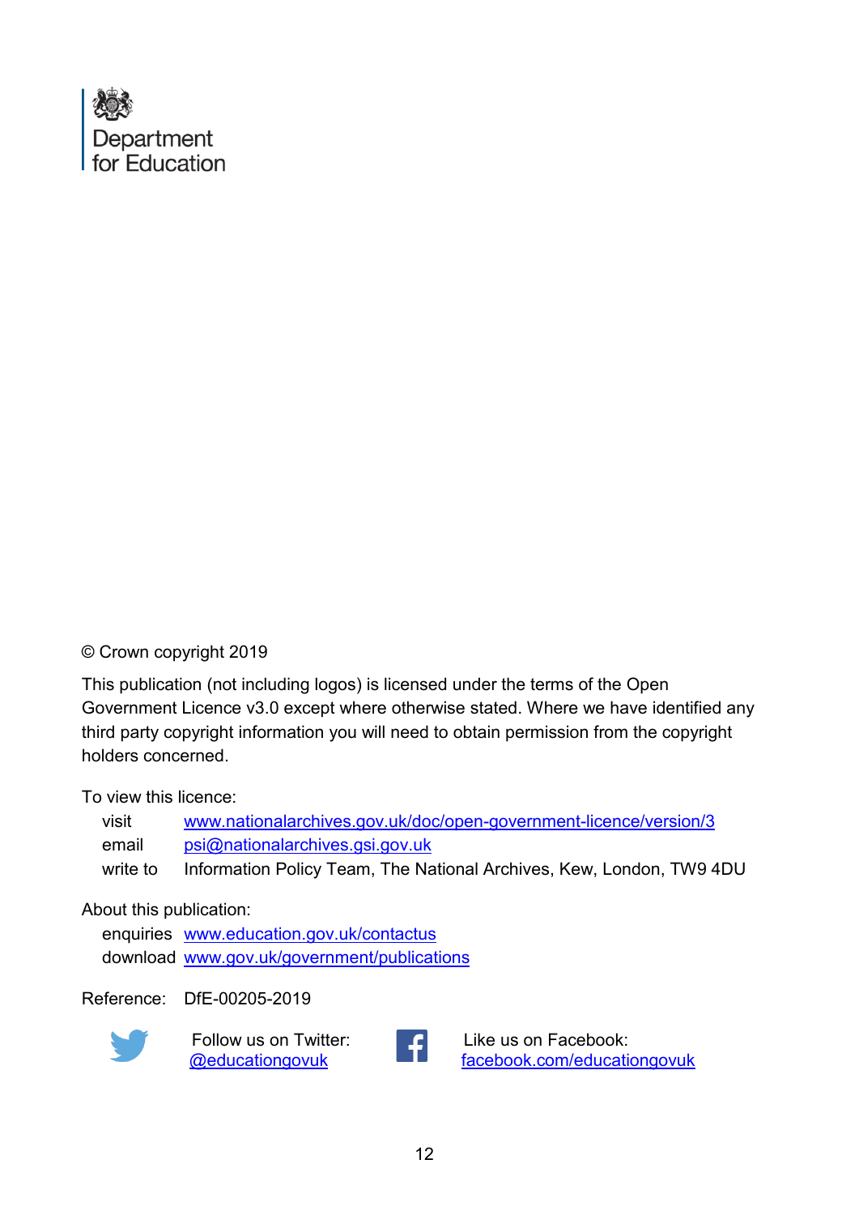Department for Education

© Crown copyright 2019

This publication (not including logos) is licensed under the terms of the Open Government Licence v3.0 except where otherwise stated. Where we have identified any third party copyright information you will need to obtain permission from the copyright holders concerned.

To view this licence:

visit www.nationalarchives.gov.uk/doc/open-government-licence/version/3
email psi@nationalarchives.gsi.gov.uk
write to Information Policy Team, The National Archives, Kew, London, TW9 4DU

About this publication:

enquiries www.education.gov.uk/contactus
download www.gov.uk/government/publications

Reference: DfE-00205-2019

Follow us on Twitter: @educationgovuk

Like us on Facebook: facebook.com/educationgovuk